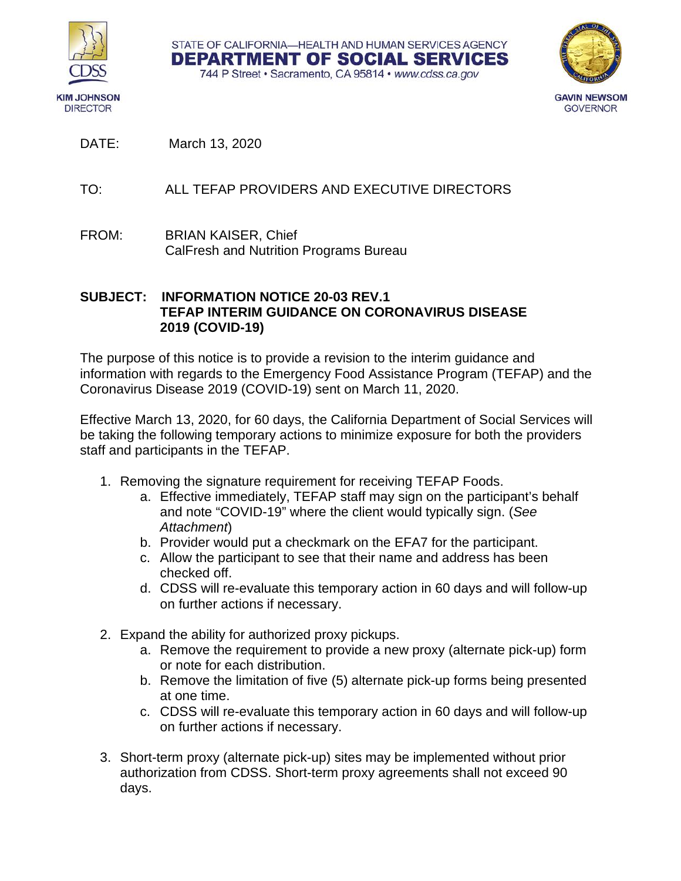KIM JOHNSON
DIRECTOR

STATE OF CALIFORNIA—HEALTH AND HUMAN SERVICES AGENCY
**DEPARTMENT OF SOCIAL SERVICES**
744 P Street • Sacramento, CA 95814 • *www.cdss.ca.gov*

GAVIN NEWSOM
GOVERNOR

DATE: March 13, 2020

TO: ALL TEFAP PROVIDERS AND EXECUTIVE DIRECTORS

FROM: BRIAN KAISER, Chief
CalFresh and Nutrition Programs Bureau

**SUBJECT: INFORMATION NOTICE 20-03 REV.1
TEFAP INTERIM GUIDANCE ON CORONAVIRUS DISEASE 2019 (COVID-19)**

The purpose of this notice is to provide a revision to the interim guidance and information with regards to the Emergency Food Assistance Program (TEFAP) and the Coronavirus Disease 2019 (COVID-19) sent on March 11, 2020.

Effective March 13, 2020, for 60 days, the California Department of Social Services will be taking the following temporary actions to minimize exposure for both the providers staff and participants in the TEFAP.

1. Removing the signature requirement for receiving TEFAP Foods.
   a. Effective immediately, TEFAP staff may sign on the participant's behalf and note "COVID-19" where the client would typically sign. (*See Attachment*)
   b. Provider would put a checkmark on the EFA7 for the participant.
   c. Allow the participant to see that their name and address has been checked off.
   d. CDSS will re-evaluate this temporary action in 60 days and will follow-up on further actions if necessary.

2. Expand the ability for authorized proxy pickups.
   a. Remove the requirement to provide a new proxy (alternate pick-up) form or note for each distribution.
   b. Remove the limitation of five (5) alternate pick-up forms being presented at one time.
   c. CDSS will re-evaluate this temporary action in 60 days and will follow-up on further actions if necessary.

3. Short-term proxy (alternate pick-up) sites may be implemented without prior authorization from CDSS. Short-term proxy agreements shall not exceed 90 days.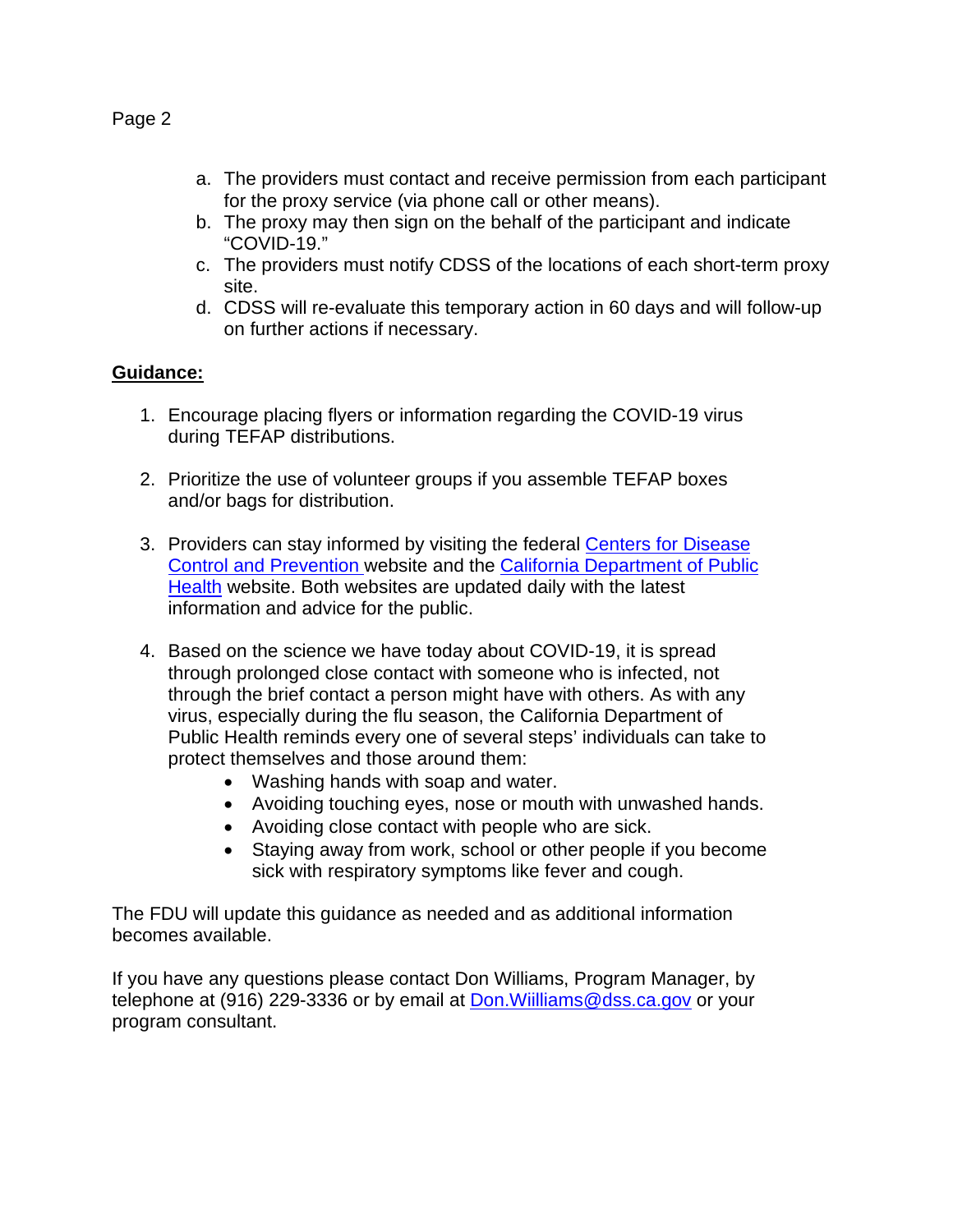a. The providers must contact and receive permission from each participant for the proxy service (via phone call or other means).
b. The proxy may then sign on the behalf of the participant and indicate "COVID-19."
c. The providers must notify CDSS of the locations of each short-term proxy site.
d. CDSS will re-evaluate this temporary action in 60 days and will follow-up on further actions if necessary.

**Guidance:**

1. Encourage placing flyers or information regarding the COVID-19 virus during TEFAP distributions.

2. Prioritize the use of volunteer groups if you assemble TEFAP boxes and/or bags for distribution.

3. Providers can stay informed by visiting the federal Centers for Disease Control and Prevention website and the California Department of Public Health website. Both websites are updated daily with the latest information and advice for the public.

4. Based on the science we have today about COVID-19, it is spread through prolonged close contact with someone who is infected, not through the brief contact a person might have with others. As with any virus, especially during the flu season, the California Department of Public Health reminds every one of several steps' individuals can take to protect themselves and those around them:
   - Washing hands with soap and water.
   - Avoiding touching eyes, nose or mouth with unwashed hands.
   - Avoiding close contact with people who are sick.
   - Staying away from work, school or other people if you become sick with respiratory symptoms like fever and cough.

The FDU will update this guidance as needed and as additional information becomes available.

If you have any questions please contact Don Williams, Program Manager, by telephone at (916) 229-3336 or by email at Don.Wiilliams@dss.ca.gov or your program consultant.